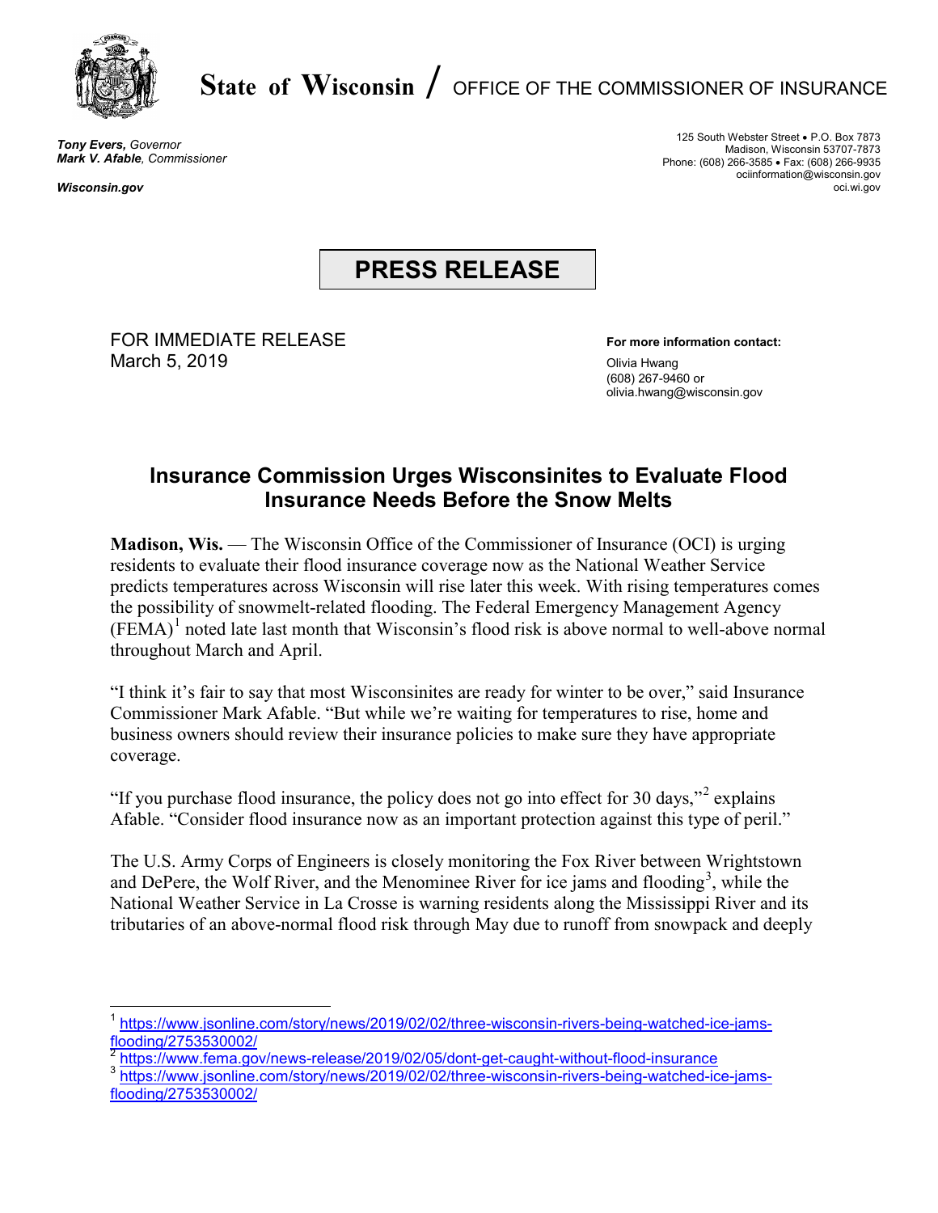# State of Wisconsin / OFFICE OF THE COMMISSIONER OF INSURANCE

***Tony Evers,*** *Governor*
***Mark V. Afable****, Commissioner*

***Wisconsin.gov***

125 South Webster Street • P.O. Box 7873
Madison, Wisconsin 53707-7873
Phone: (608) 266-3585 • Fax: (608) 266-9935
ociinformation@wisconsin.gov
oci.wi.gov

## PRESS RELEASE

FOR IMMEDIATE RELEASE
March 5, 2019

**For more information contact:**
Olivia Hwang
(608) 267-9460 or
olivia.hwang@wisconsin.gov

## Insurance Commission Urges Wisconsinites to Evaluate Flood Insurance Needs Before the Snow Melts

**Madison, Wis.** — The Wisconsin Office of the Commissioner of Insurance (OCI) is urging residents to evaluate their flood insurance coverage now as the National Weather Service predicts temperatures across Wisconsin will rise later this week. With rising temperatures comes the possibility of snowmelt-related flooding. The Federal Emergency Management Agency (FEMA)[1] noted late last month that Wisconsin's flood risk is above normal to well-above normal throughout March and April.

"I think it's fair to say that most Wisconsinites are ready for winter to be over," said Insurance Commissioner Mark Afable. "But while we're waiting for temperatures to rise, home and business owners should review their insurance policies to make sure they have appropriate coverage.

"If you purchase flood insurance, the policy does not go into effect for 30 days,"[2] explains Afable. "Consider flood insurance now as an important protection against this type of peril."

The U.S. Army Corps of Engineers is closely monitoring the Fox River between Wrightstown and DePere, the Wolf River, and the Menominee River for ice jams and flooding[3], while the National Weather Service in La Crosse is warning residents along the Mississippi River and its tributaries of an above-normal flood risk through May due to runoff from snowpack and deeply

---

[1] https://www.jsonline.com/story/news/2019/02/02/three-wisconsin-rivers-being-watched-ice-jams-flooding/2753530002/

[2] https://www.fema.gov/news-release/2019/02/05/dont-get-caught-without-flood-insurance

[3] https://www.jsonline.com/story/news/2019/02/02/three-wisconsin-rivers-being-watched-ice-jams-flooding/2753530002/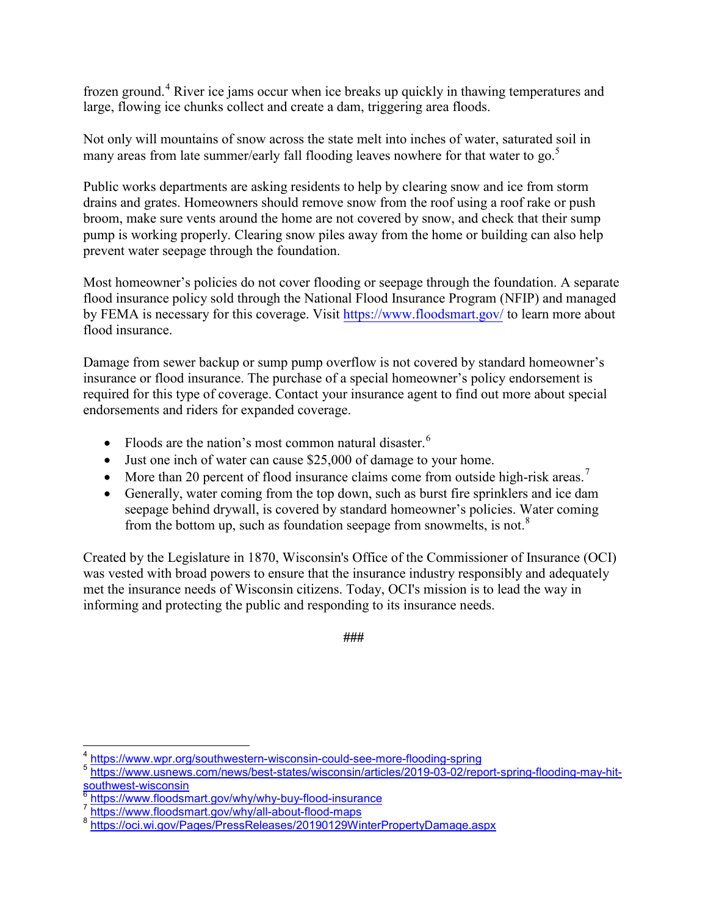frozen ground.[4] River ice jams occur when ice breaks up quickly in thawing temperatures and large, flowing ice chunks collect and create a dam, triggering area floods.

Not only will mountains of snow across the state melt into inches of water, saturated soil in many areas from late summer/early fall flooding leaves nowhere for that water to go.[5]

Public works departments are asking residents to help by clearing snow and ice from storm drains and grates. Homeowners should remove snow from the roof using a roof rake or push broom, make sure vents around the home are not covered by snow, and check that their sump pump is working properly. Clearing snow piles away from the home or building can also help prevent water seepage through the foundation.

Most homeowner's policies do not cover flooding or seepage through the foundation. A separate flood insurance policy sold through the National Flood Insurance Program (NFIP) and managed by FEMA is necessary for this coverage. Visit https://www.floodsmart.gov/ to learn more about flood insurance.

Damage from sewer backup or sump pump overflow is not covered by standard homeowner's insurance or flood insurance. The purchase of a special homeowner's policy endorsement is required for this type of coverage. Contact your insurance agent to find out more about special endorsements and riders for expanded coverage.

- Floods are the nation's most common natural disaster.[6]
- Just one inch of water can cause $25,000 of damage to your home.
- More than 20 percent of flood insurance claims come from outside high-risk areas.[7]
- Generally, water coming from the top down, such as burst fire sprinklers and ice dam seepage behind drywall, is covered by standard homeowner's policies. Water coming from the bottom up, such as foundation seepage from snowmelts, is not.[8]

Created by the Legislature in 1870, Wisconsin's Office of the Commissioner of Insurance (OCI) was vested with broad powers to ensure that the insurance industry responsibly and adequately met the insurance needs of Wisconsin citizens. Today, OCI's mission is to lead the way in informing and protecting the public and responding to its insurance needs.

###

[4] https://www.wpr.org/southwestern-wisconsin-could-see-more-flooding-spring

[5] https://www.usnews.com/news/best-states/wisconsin/articles/2019-03-02/report-spring-flooding-may-hit-southwest-wisconsin

[6] https://www.floodsmart.gov/why/why-buy-flood-insurance

[7] https://www.floodsmart.gov/why/all-about-flood-maps

[8] https://oci.wi.gov/Pages/PressReleases/20190129WinterPropertyDamage.aspx